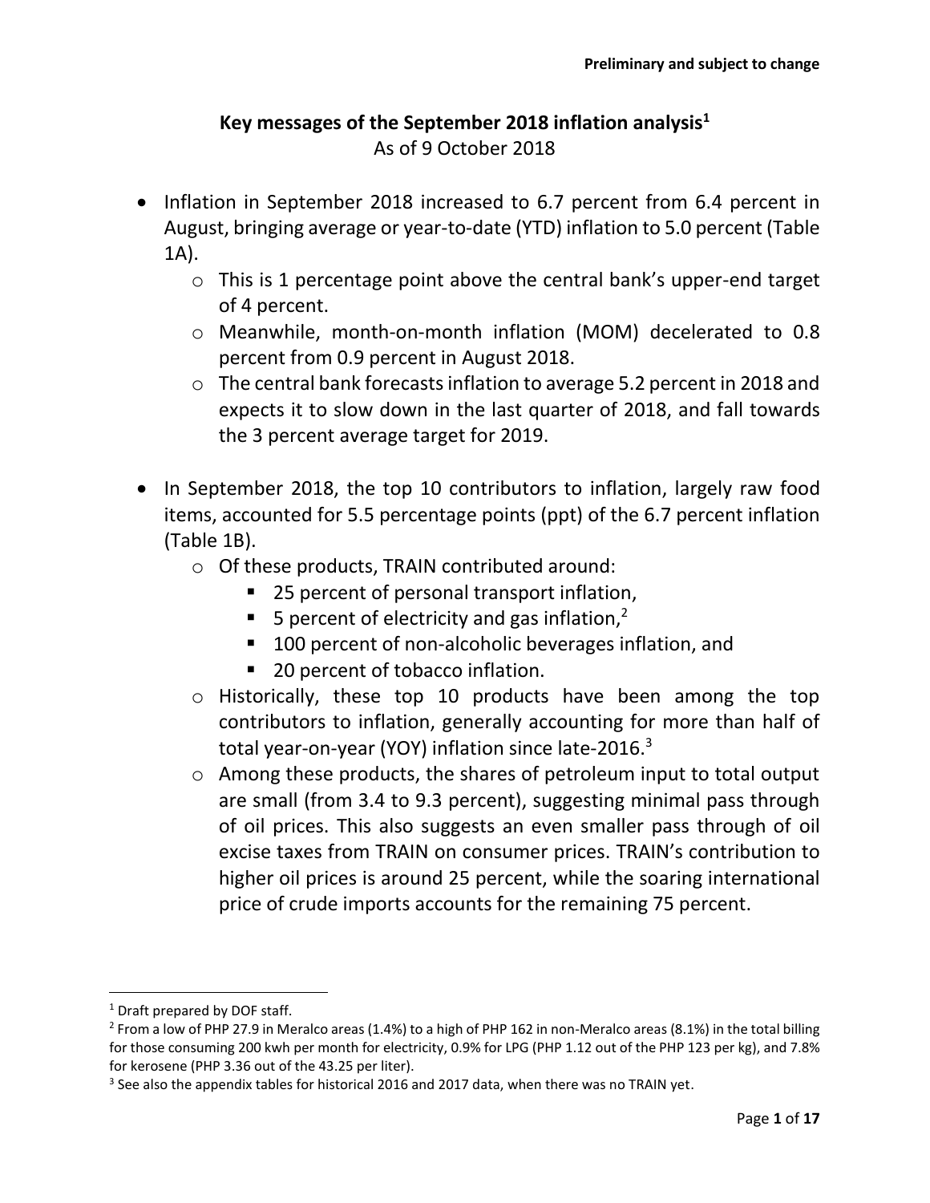Preliminary and subject to change

# Key messages of the September 2018 inflation analysis[1]

As of 9 October 2018

- Inflation in September 2018 increased to 6.7 percent from 6.4 percent in August, bringing average or year-to-date (YTD) inflation to 5.0 percent (Table 1A).
  - This is 1 percentage point above the central bank's upper-end target of 4 percent.
  - Meanwhile, month-on-month inflation (MOM) decelerated to 0.8 percent from 0.9 percent in August 2018.
  - The central bank forecasts inflation to average 5.2 percent in 2018 and expects it to slow down in the last quarter of 2018, and fall towards the 3 percent average target for 2019.

- In September 2018, the top 10 contributors to inflation, largely raw food items, accounted for 5.5 percentage points (ppt) of the 6.7 percent inflation (Table 1B).
  - Of these products, TRAIN contributed around:
    - 25 percent of personal transport inflation,
    - 5 percent of electricity and gas inflation,[2]
    - 100 percent of non-alcoholic beverages inflation, and
    - 20 percent of tobacco inflation.
  - Historically, these top 10 products have been among the top contributors to inflation, generally accounting for more than half of total year-on-year (YOY) inflation since late-2016.[3]
  - Among these products, the shares of petroleum input to total output are small (from 3.4 to 9.3 percent), suggesting minimal pass through of oil prices. This also suggests an even smaller pass through of oil excise taxes from TRAIN on consumer prices. TRAIN's contribution to higher oil prices is around 25 percent, while the soaring international price of crude imports accounts for the remaining 75 percent.

---

[1] Draft prepared by DOF staff.

[2] From a low of PHP 27.9 in Meralco areas (1.4%) to a high of PHP 162 in non-Meralco areas (8.1%) in the total billing for those consuming 200 kwh per month for electricity, 0.9% for LPG (PHP 1.12 out of the PHP 123 per kg), and 7.8% for kerosene (PHP 3.36 out of the 43.25 per liter).

[3] See also the appendix tables for historical 2016 and 2017 data, when there was no TRAIN yet.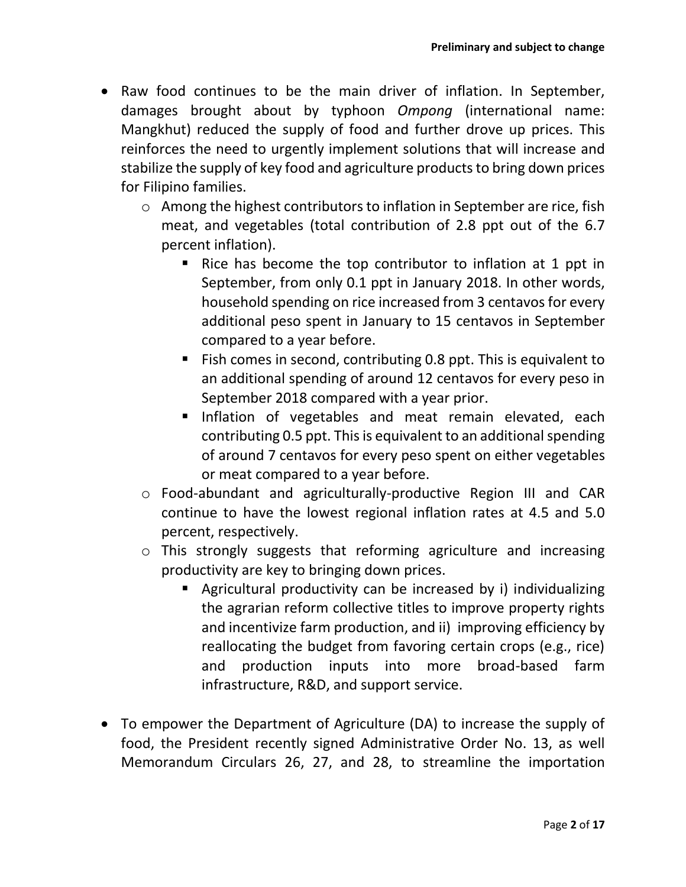- Raw food continues to be the main driver of inflation. In September, damages brought about by typhoon *Ompong* (international name: Mangkhut) reduced the supply of food and further drove up prices. This reinforces the need to urgently implement solutions that will increase and stabilize the supply of key food and agriculture products to bring down prices for Filipino families.
  - Among the highest contributors to inflation in September are rice, fish meat, and vegetables (total contribution of 2.8 ppt out of the 6.7 percent inflation).
    - Rice has become the top contributor to inflation at 1 ppt in September, from only 0.1 ppt in January 2018. In other words, household spending on rice increased from 3 centavos for every additional peso spent in January to 15 centavos in September compared to a year before.
    - Fish comes in second, contributing 0.8 ppt. This is equivalent to an additional spending of around 12 centavos for every peso in September 2018 compared with a year prior.
    - Inflation of vegetables and meat remain elevated, each contributing 0.5 ppt. This is equivalent to an additional spending of around 7 centavos for every peso spent on either vegetables or meat compared to a year before.
  - Food-abundant and agriculturally-productive Region III and CAR continue to have the lowest regional inflation rates at 4.5 and 5.0 percent, respectively.
  - This strongly suggests that reforming agriculture and increasing productivity are key to bringing down prices.
    - Agricultural productivity can be increased by i) individualizing the agrarian reform collective titles to improve property rights and incentivize farm production, and ii) improving efficiency by reallocating the budget from favoring certain crops (e.g., rice) and production inputs into more broad-based farm infrastructure, R&D, and support service.

- To empower the Department of Agriculture (DA) to increase the supply of food, the President recently signed Administrative Order No. 13, as well Memorandum Circulars 26, 27, and 28, to streamline the importation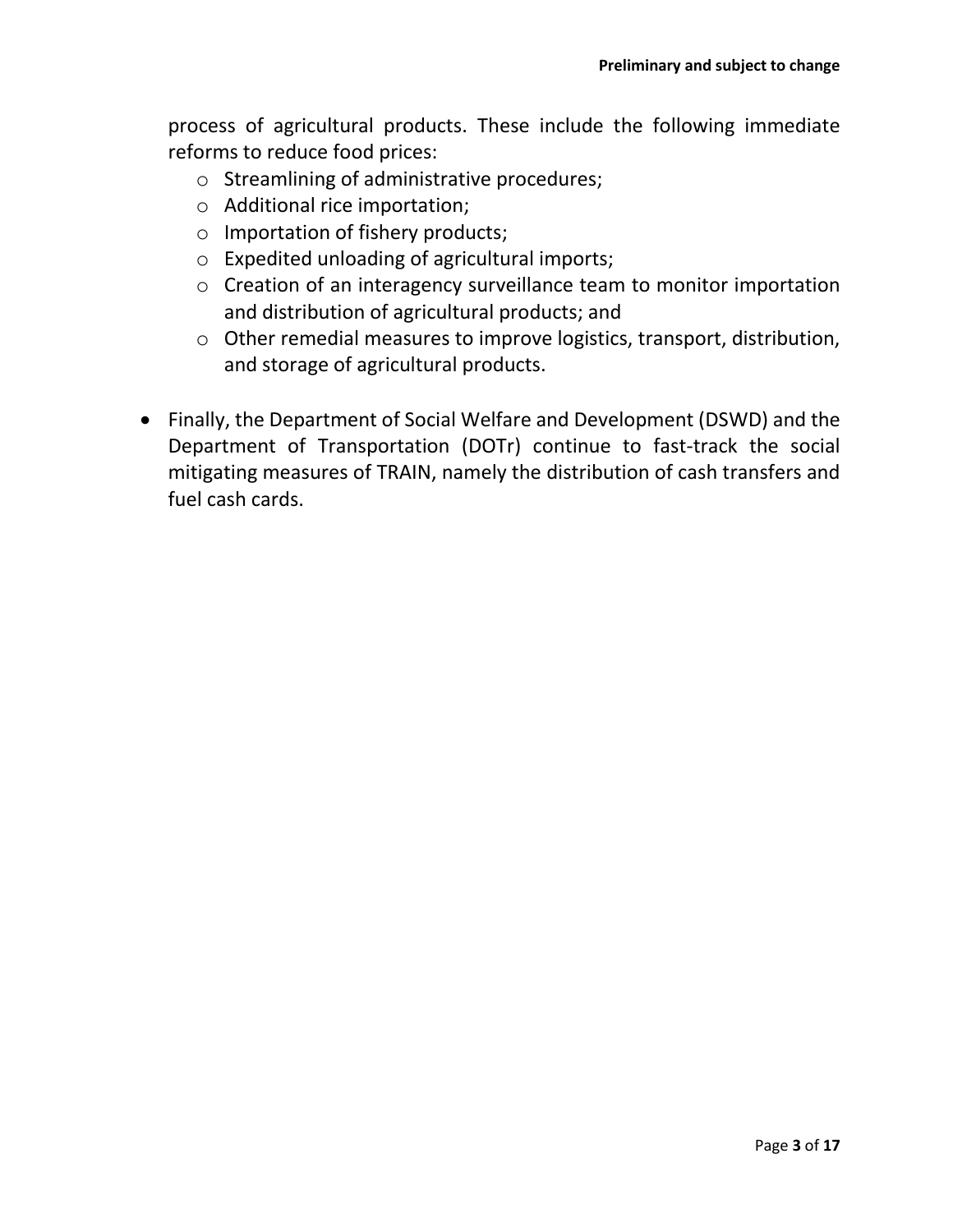process of agricultural products. These include the following immediate reforms to reduce food prices:

  - Streamlining of administrative procedures;
  - Additional rice importation;
  - Importation of fishery products;
  - Expedited unloading of agricultural imports;
  - Creation of an interagency surveillance team to monitor importation and distribution of agricultural products; and
  - Other remedial measures to improve logistics, transport, distribution, and storage of agricultural products.

- Finally, the Department of Social Welfare and Development (DSWD) and the Department of Transportation (DOTr) continue to fast-track the social mitigating measures of TRAIN, namely the distribution of cash transfers and fuel cash cards.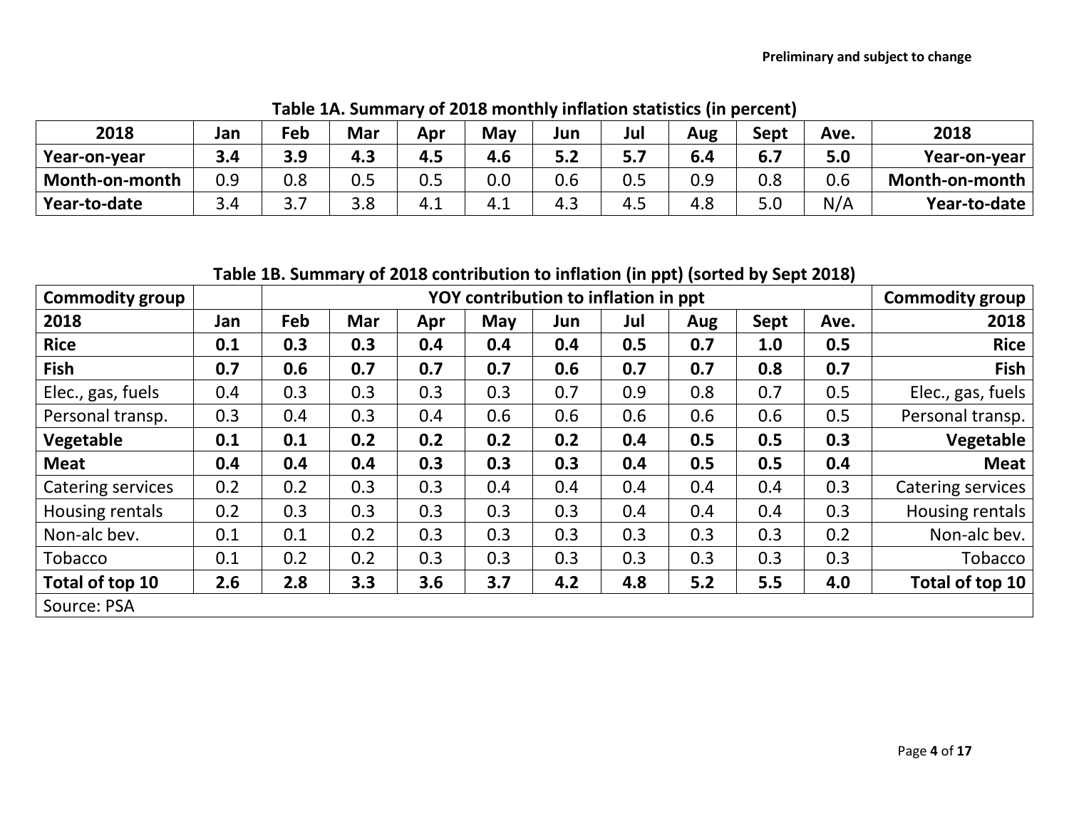**Preliminary and subject to change**

**Table 1A. Summary of 2018 monthly inflation statistics (in percent)**

| **2018** | **Jan** | **Feb** | **Mar** | **Apr** | **May** | **Jun** | **Jul** | **Aug** | **Sept** | **Ave.** | **2018** |
|---|---|---|---|---|---|---|---|---|---|---|---|
| **Year-on-year** | **3.4** | **3.9** | **4.3** | **4.5** | **4.6** | **5.2** | **5.7** | **6.4** | **6.7** | **5.0** | **Year-on-year** |
| **Month-on-month** | 0.9 | 0.8 | 0.5 | 0.5 | 0.0 | 0.6 | 0.5 | 0.9 | 0.8 | 0.6 | **Month-on-month** |
| **Year-to-date** | 3.4 | 3.7 | 3.8 | 4.1 | 4.1 | 4.3 | 4.5 | 4.8 | 5.0 | N/A | **Year-to-date** |

**Table 1B. Summary of 2018 contribution to inflation (in ppt) (sorted by Sept 2018)**

| **Commodity group** | | **YOY contribution to inflation in ppt** | | | | | | | | | **Commodity group** |
|---|---|---|---|---|---|---|---|---|---|---|---|
| **2018** | **Jan** | **Feb** | **Mar** | **Apr** | **May** | **Jun** | **Jul** | **Aug** | **Sept** | **Ave.** | **2018** |
| **Rice** | **0.1** | **0.3** | **0.3** | **0.4** | **0.4** | **0.4** | **0.5** | **0.7** | **1.0** | **0.5** | **Rice** |
| **Fish** | **0.7** | **0.6** | **0.7** | **0.7** | **0.7** | **0.6** | **0.7** | **0.7** | **0.8** | **0.7** | **Fish** |
| Elec., gas, fuels | 0.4 | 0.3 | 0.3 | 0.3 | 0.3 | 0.7 | 0.9 | 0.8 | 0.7 | 0.5 | Elec., gas, fuels |
| Personal transp. | 0.3 | 0.4 | 0.3 | 0.4 | 0.6 | 0.6 | 0.6 | 0.6 | 0.6 | 0.5 | Personal transp. |
| **Vegetable** | **0.1** | **0.1** | **0.2** | **0.2** | **0.2** | **0.2** | **0.4** | **0.5** | **0.5** | **0.3** | **Vegetable** |
| **Meat** | **0.4** | **0.4** | **0.4** | **0.3** | **0.3** | **0.3** | **0.4** | **0.5** | **0.5** | **0.4** | **Meat** |
| Catering services | 0.2 | 0.2 | 0.3 | 0.3 | 0.4 | 0.4 | 0.4 | 0.4 | 0.4 | 0.3 | Catering services |
| Housing rentals | 0.2 | 0.3 | 0.3 | 0.3 | 0.3 | 0.3 | 0.4 | 0.4 | 0.4 | 0.3 | Housing rentals |
| Non-alc bev. | 0.1 | 0.1 | 0.2 | 0.3 | 0.3 | 0.3 | 0.3 | 0.3 | 0.3 | 0.2 | Non-alc bev. |
| Tobacco | 0.1 | 0.2 | 0.2 | 0.3 | 0.3 | 0.3 | 0.3 | 0.3 | 0.3 | 0.3 | Tobacco |
| **Total of top 10** | **2.6** | **2.8** | **3.3** | **3.6** | **3.7** | **4.2** | **4.8** | **5.2** | **5.5** | **4.0** | **Total of top 10** |
| Source: PSA | | | | | | | | | | | |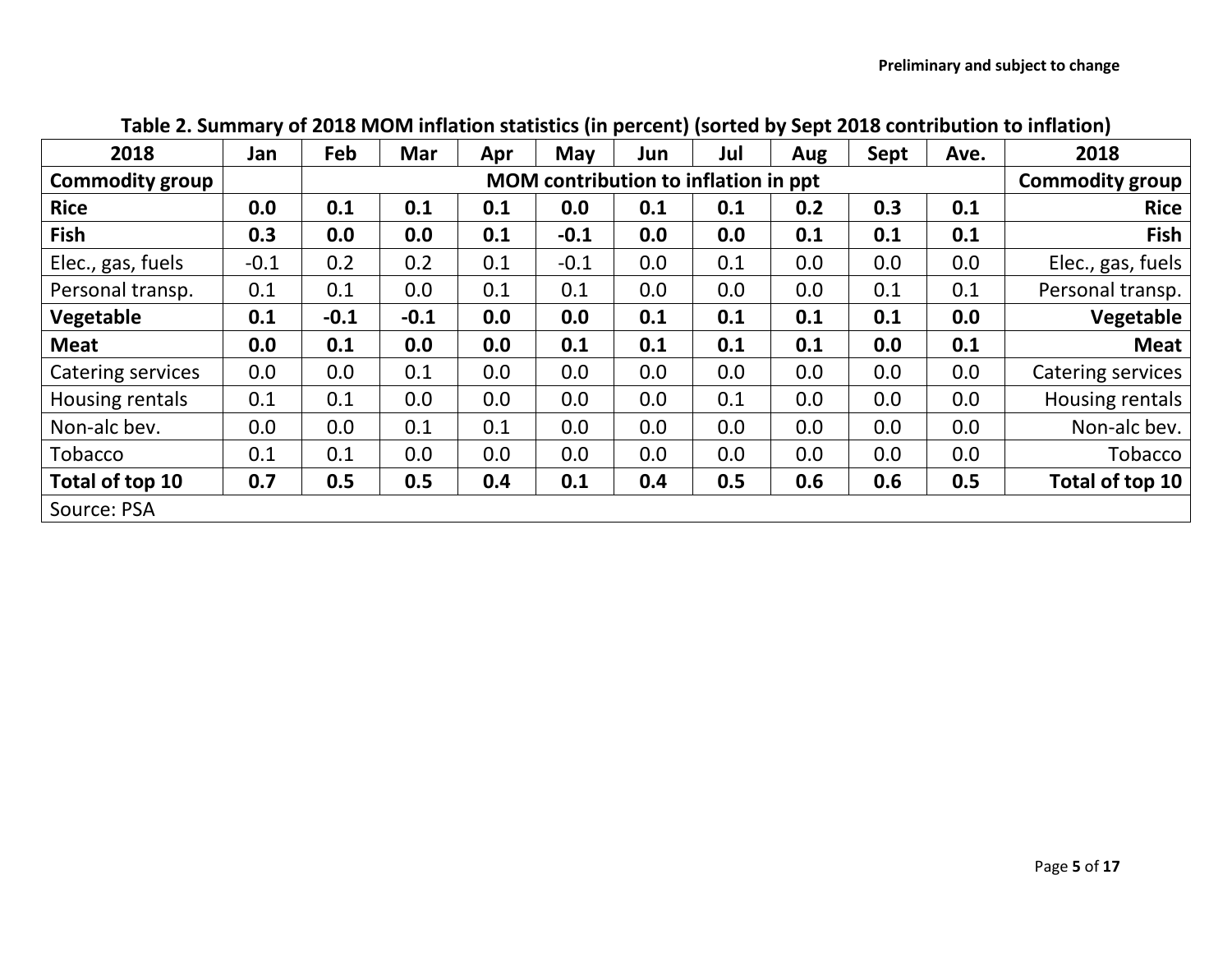**Preliminary and subject to change**

**Table 2. Summary of 2018 MOM inflation statistics (in percent) (sorted by Sept 2018 contribution to inflation)**

| 2018 | Jan | Feb | Mar | Apr | May | Jun | Jul | Aug | Sept | Ave. | 2018 |
|---|---|---|---|---|---|---|---|---|---|---|---|
| **Commodity group** | | **MOM contribution to inflation in ppt** | | | | | | | | | **Commodity group** |
| **Rice** | **0.0** | **0.1** | **0.1** | **0.1** | **0.0** | **0.1** | **0.1** | **0.2** | **0.3** | **0.1** | **Rice** |
| **Fish** | **0.3** | **0.0** | **0.0** | **0.1** | **-0.1** | **0.0** | **0.0** | **0.1** | **0.1** | **0.1** | **Fish** |
| Elec., gas, fuels | -0.1 | 0.2 | 0.2 | 0.1 | -0.1 | 0.0 | 0.1 | 0.0 | 0.0 | 0.0 | Elec., gas, fuels |
| Personal transp. | 0.1 | 0.1 | 0.0 | 0.1 | 0.1 | 0.0 | 0.0 | 0.0 | 0.1 | 0.1 | Personal transp. |
| **Vegetable** | **0.1** | **-0.1** | **-0.1** | **0.0** | **0.0** | **0.1** | **0.1** | **0.1** | **0.1** | **0.0** | **Vegetable** |
| **Meat** | **0.0** | **0.1** | **0.0** | **0.0** | **0.1** | **0.1** | **0.1** | **0.1** | **0.0** | **0.1** | **Meat** |
| Catering services | 0.0 | 0.0 | 0.1 | 0.0 | 0.0 | 0.0 | 0.0 | 0.0 | 0.0 | 0.0 | Catering services |
| Housing rentals | 0.1 | 0.1 | 0.0 | 0.0 | 0.0 | 0.0 | 0.1 | 0.0 | 0.0 | 0.0 | Housing rentals |
| Non-alc bev. | 0.0 | 0.0 | 0.1 | 0.1 | 0.0 | 0.0 | 0.0 | 0.0 | 0.0 | 0.0 | Non-alc bev. |
| Tobacco | 0.1 | 0.1 | 0.0 | 0.0 | 0.0 | 0.0 | 0.0 | 0.0 | 0.0 | 0.0 | Tobacco |
| **Total of top 10** | **0.7** | **0.5** | **0.5** | **0.4** | **0.1** | **0.4** | **0.5** | **0.6** | **0.6** | **0.5** | **Total of top 10** |
| Source: PSA | | | | | | | | | | | |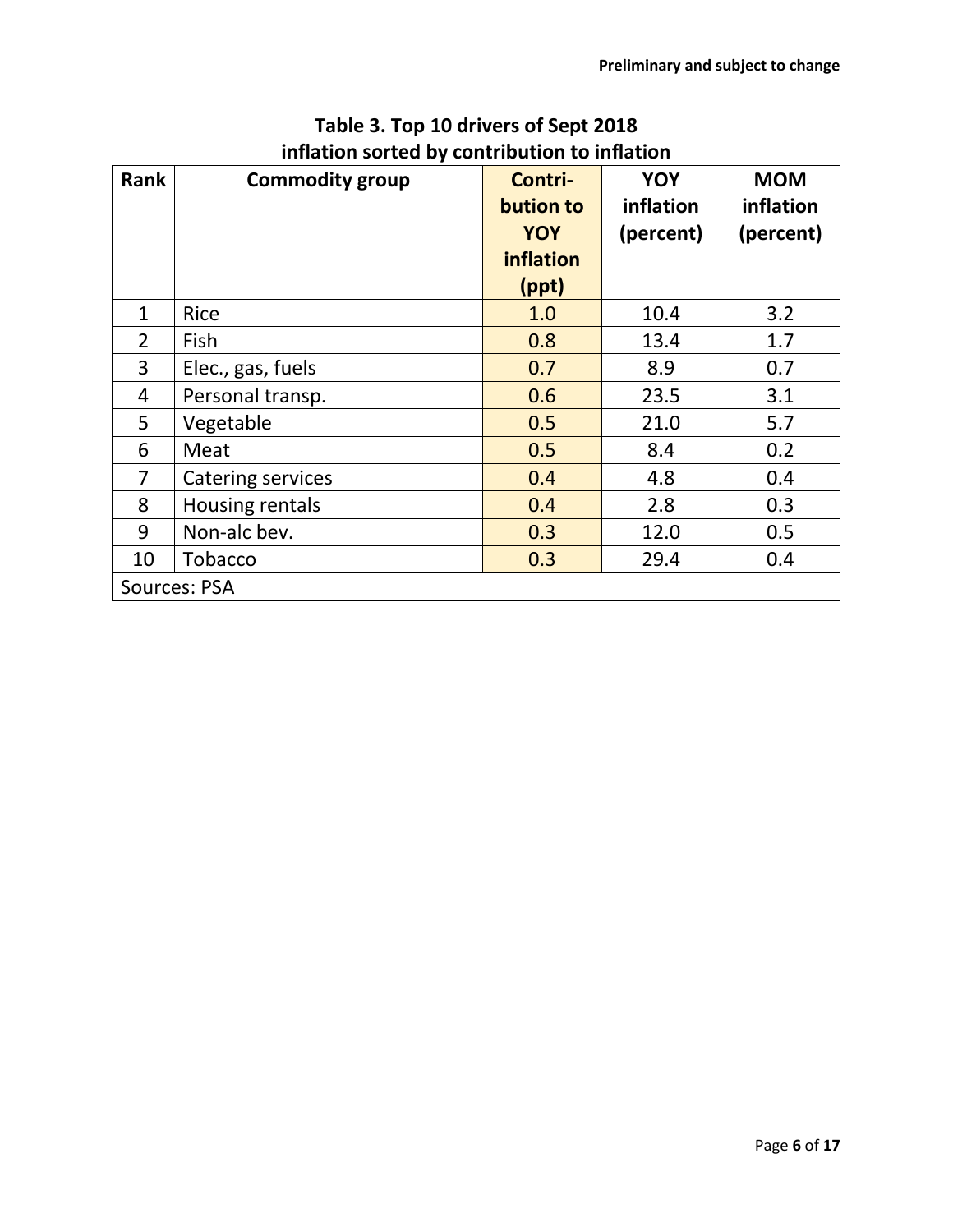Preliminary and subject to change

**Table 3. Top 10 drivers of Sept 2018 inflation sorted by contribution to inflation**

| Rank | Commodity group | Contri-bution to YOY inflation (ppt) | YOY inflation (percent) | MOM inflation (percent) |
|---|---|---|---|---|
| 1 | Rice | 1.0 | 10.4 | 3.2 |
| 2 | Fish | 0.8 | 13.4 | 1.7 |
| 3 | Elec., gas, fuels | 0.7 | 8.9 | 0.7 |
| 4 | Personal transp. | 0.6 | 23.5 | 3.1 |
| 5 | Vegetable | 0.5 | 21.0 | 5.7 |
| 6 | Meat | 0.5 | 8.4 | 0.2 |
| 7 | Catering services | 0.4 | 4.8 | 0.4 |
| 8 | Housing rentals | 0.4 | 2.8 | 0.3 |
| 9 | Non-alc bev. | 0.3 | 12.0 | 0.5 |
| 10 | Tobacco | 0.3 | 29.4 | 0.4 |

Sources: PSA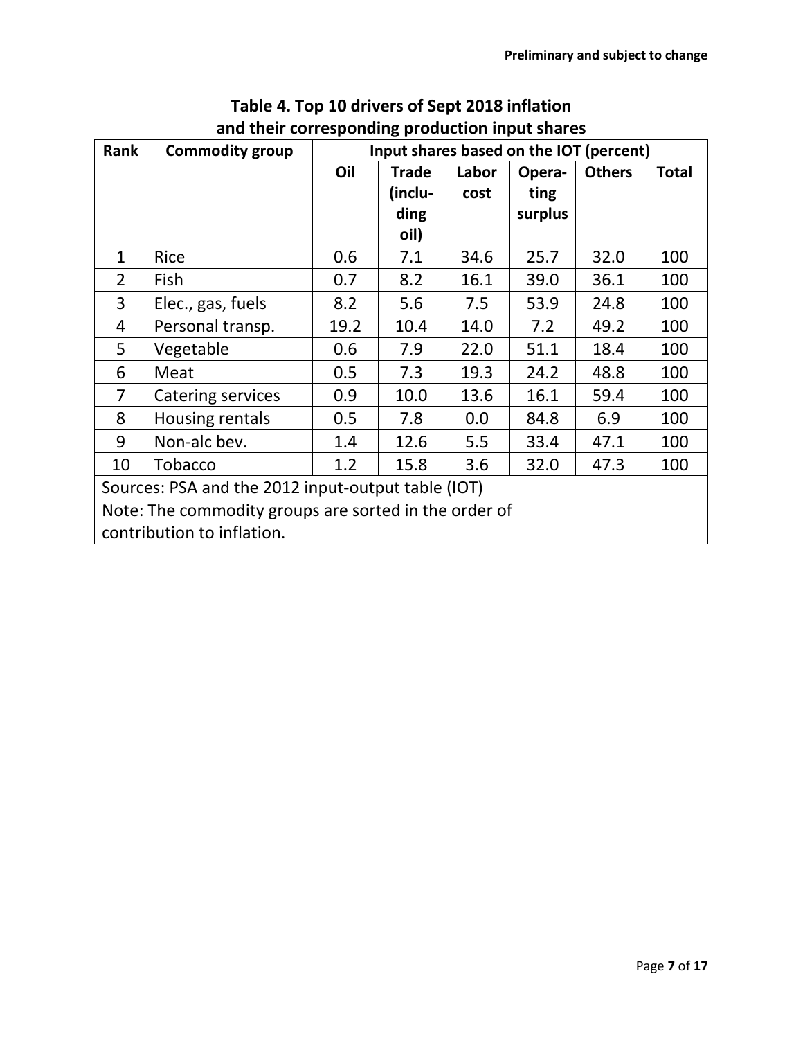**Table 4. Top 10 drivers of Sept 2018 inflation and their corresponding production input shares**

| Rank | Commodity group | Input shares based on the IOT (percent) | | | | | |
|---|---|---|---|---|---|---|---|
| | | Oil | Trade (including oil) | Labor cost | Operating surplus | Others | Total |
| 1 | Rice | 0.6 | 7.1 | 34.6 | 25.7 | 32.0 | 100 |
| 2 | Fish | 0.7 | 8.2 | 16.1 | 39.0 | 36.1 | 100 |
| 3 | Elec., gas, fuels | 8.2 | 5.6 | 7.5 | 53.9 | 24.8 | 100 |
| 4 | Personal transp. | 19.2 | 10.4 | 14.0 | 7.2 | 49.2 | 100 |
| 5 | Vegetable | 0.6 | 7.9 | 22.0 | 51.1 | 18.4 | 100 |
| 6 | Meat | 0.5 | 7.3 | 19.3 | 24.2 | 48.8 | 100 |
| 7 | Catering services | 0.9 | 10.0 | 13.6 | 16.1 | 59.4 | 100 |
| 8 | Housing rentals | 0.5 | 7.8 | 0.0 | 84.8 | 6.9 | 100 |
| 9 | Non-alc bev. | 1.4 | 12.6 | 5.5 | 33.4 | 47.1 | 100 |
| 10 | Tobacco | 1.2 | 15.8 | 3.6 | 32.0 | 47.3 | 100 |

Sources: PSA and the 2012 input-output table (IOT)
Note: The commodity groups are sorted in the order of contribution to inflation.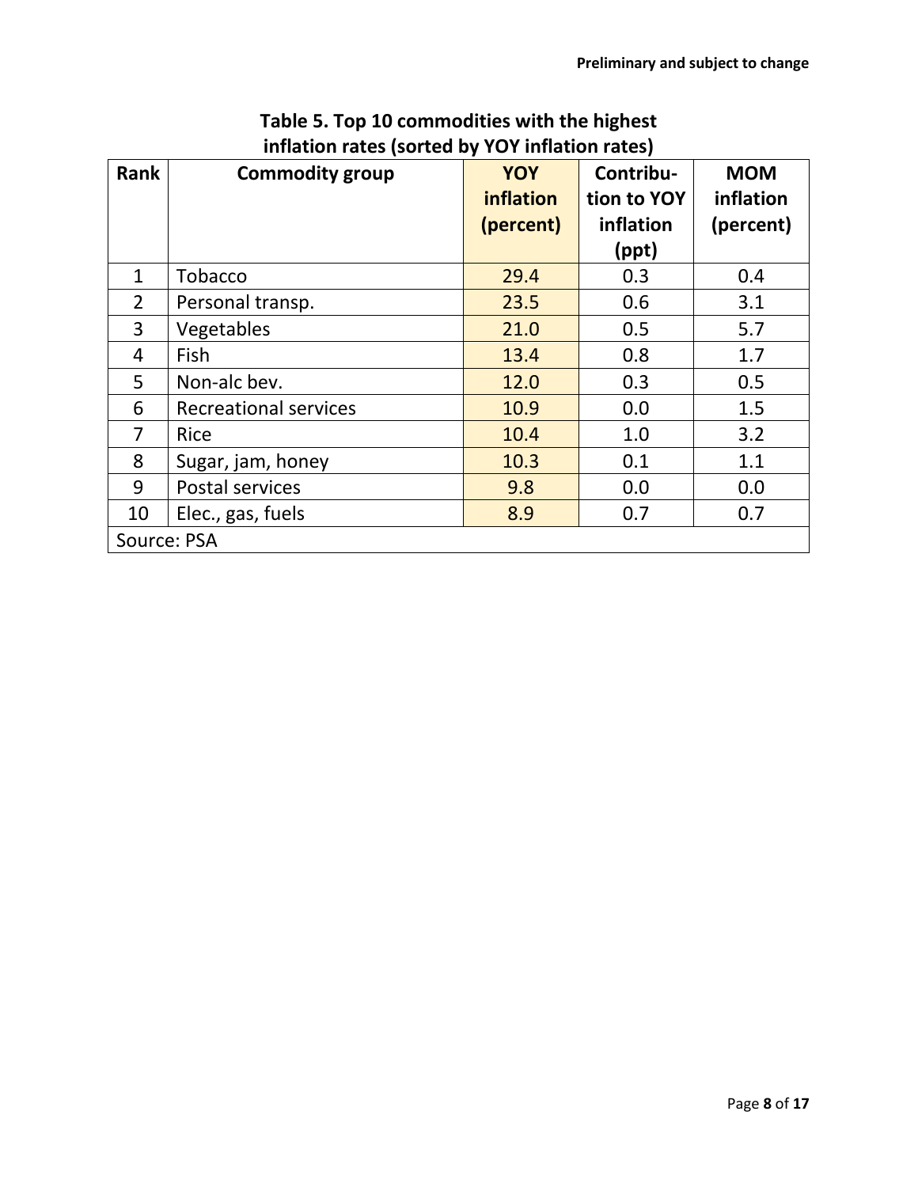Preliminary and subject to change

**Table 5. Top 10 commodities with the highest inflation rates (sorted by YOY inflation rates)**

| Rank | Commodity group | YOY inflation (percent) | Contribution to YOY inflation (ppt) | MOM inflation (percent) |
|---|---|---|---|---|
| 1 | Tobacco | 29.4 | 0.3 | 0.4 |
| 2 | Personal transp. | 23.5 | 0.6 | 3.1 |
| 3 | Vegetables | 21.0 | 0.5 | 5.7 |
| 4 | Fish | 13.4 | 0.8 | 1.7 |
| 5 | Non-alc bev. | 12.0 | 0.3 | 0.5 |
| 6 | Recreational services | 10.9 | 0.0 | 1.5 |
| 7 | Rice | 10.4 | 1.0 | 3.2 |
| 8 | Sugar, jam, honey | 10.3 | 0.1 | 1.1 |
| 9 | Postal services | 9.8 | 0.0 | 0.0 |
| 10 | Elec., gas, fuels | 8.9 | 0.7 | 0.7 |

Source: PSA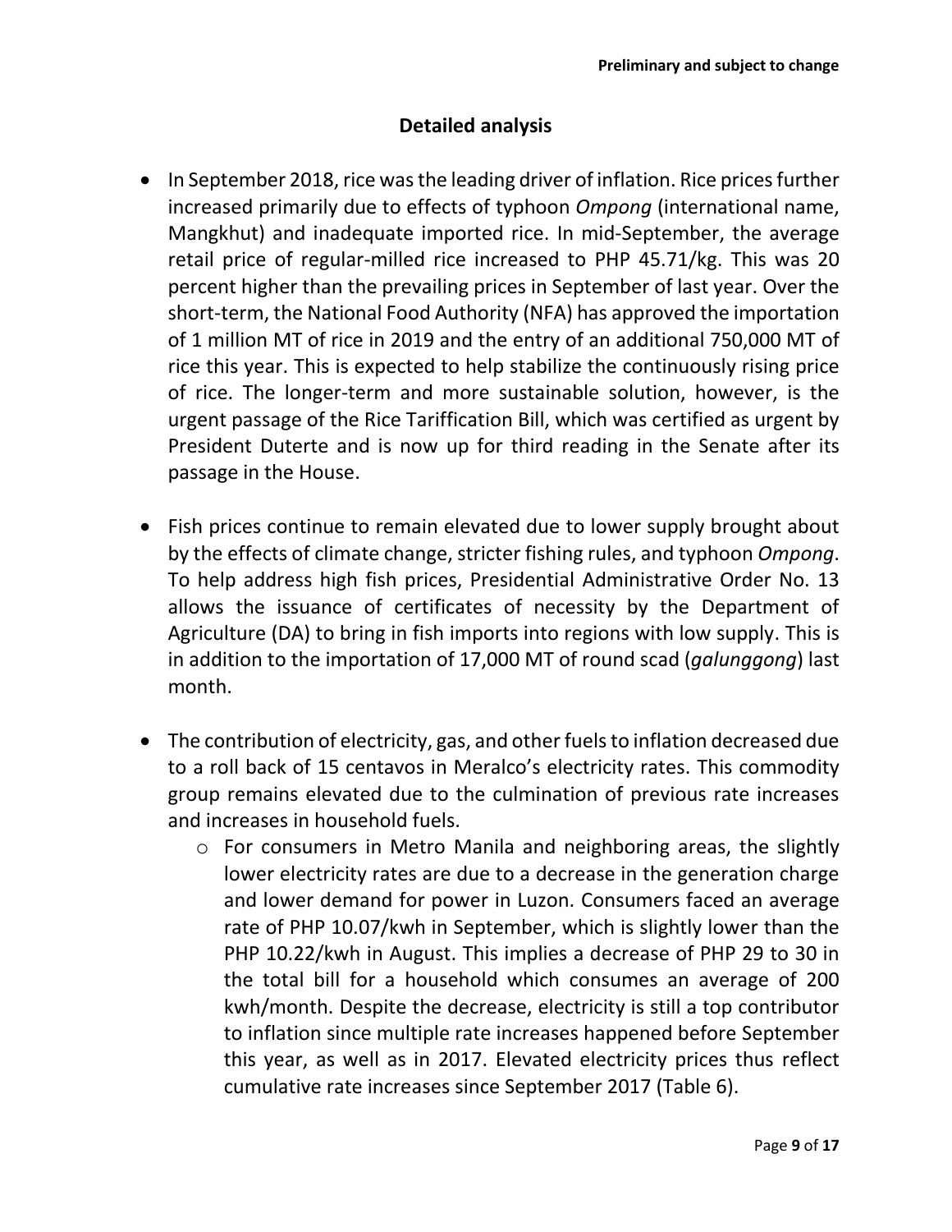## Detailed analysis

- In September 2018, rice was the leading driver of inflation. Rice prices further increased primarily due to effects of typhoon *Ompong* (international name, Mangkhut) and inadequate imported rice. In mid-September, the average retail price of regular-milled rice increased to PHP 45.71/kg. This was 20 percent higher than the prevailing prices in September of last year. Over the short-term, the National Food Authority (NFA) has approved the importation of 1 million MT of rice in 2019 and the entry of an additional 750,000 MT of rice this year. This is expected to help stabilize the continuously rising price of rice. The longer-term and more sustainable solution, however, is the urgent passage of the Rice Tariffication Bill, which was certified as urgent by President Duterte and is now up for third reading in the Senate after its passage in the House.

- Fish prices continue to remain elevated due to lower supply brought about by the effects of climate change, stricter fishing rules, and typhoon *Ompong*. To help address high fish prices, Presidential Administrative Order No. 13 allows the issuance of certificates of necessity by the Department of Agriculture (DA) to bring in fish imports into regions with low supply. This is in addition to the importation of 17,000 MT of round scad (*galunggong*) last month.

- The contribution of electricity, gas, and other fuels to inflation decreased due to a roll back of 15 centavos in Meralco's electricity rates. This commodity group remains elevated due to the culmination of previous rate increases and increases in household fuels.
  - For consumers in Metro Manila and neighboring areas, the slightly lower electricity rates are due to a decrease in the generation charge and lower demand for power in Luzon. Consumers faced an average rate of PHP 10.07/kwh in September, which is slightly lower than the PHP 10.22/kwh in August. This implies a decrease of PHP 29 to 30 in the total bill for a household which consumes an average of 200 kwh/month. Despite the decrease, electricity is still a top contributor to inflation since multiple rate increases happened before September this year, as well as in 2017. Elevated electricity prices thus reflect cumulative rate increases since September 2017 (Table 6).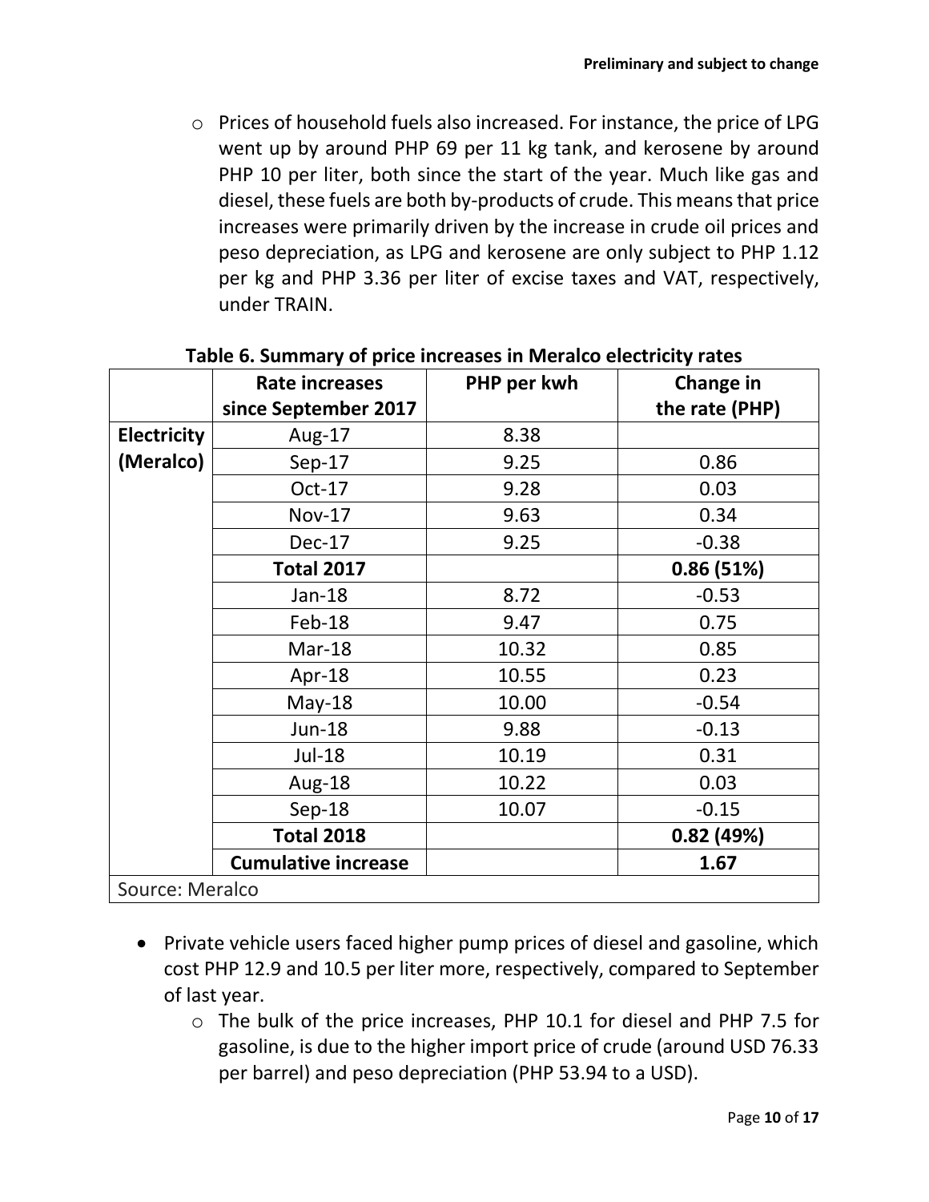- Prices of household fuels also increased. For instance, the price of LPG went up by around PHP 69 per 11 kg tank, and kerosene by around PHP 10 per liter, both since the start of the year. Much like gas and diesel, these fuels are both by-products of crude. This means that price increases were primarily driven by the increase in crude oil prices and peso depreciation, as LPG and kerosene are only subject to PHP 1.12 per kg and PHP 3.36 per liter of excise taxes and VAT, respectively, under TRAIN.

**Table 6. Summary of price increases in Meralco electricity rates**

| | Rate increases since September 2017 | PHP per kwh | Change in the rate (PHP) |
|---|---|---|---|
| **Electricity (Meralco)** | Aug-17 | 8.38 | |
| | Sep-17 | 9.25 | 0.86 |
| | Oct-17 | 9.28 | 0.03 |
| | Nov-17 | 9.63 | 0.34 |
| | Dec-17 | 9.25 | -0.38 |
| | **Total 2017** | | **0.86 (51%)** |
| | Jan-18 | 8.72 | -0.53 |
| | Feb-18 | 9.47 | 0.75 |
| | Mar-18 | 10.32 | 0.85 |
| | Apr-18 | 10.55 | 0.23 |
| | May-18 | 10.00 | -0.54 |
| | Jun-18 | 9.88 | -0.13 |
| | Jul-18 | 10.19 | 0.31 |
| | Aug-18 | 10.22 | 0.03 |
| | Sep-18 | 10.07 | -0.15 |
| | **Total 2018** | | **0.82 (49%)** |
| | **Cumulative increase** | | **1.67** |

Source: Meralco

- Private vehicle users faced higher pump prices of diesel and gasoline, which cost PHP 12.9 and 10.5 per liter more, respectively, compared to September of last year.
  - The bulk of the price increases, PHP 10.1 for diesel and PHP 7.5 for gasoline, is due to the higher import price of crude (around USD 76.33 per barrel) and peso depreciation (PHP 53.94 to a USD).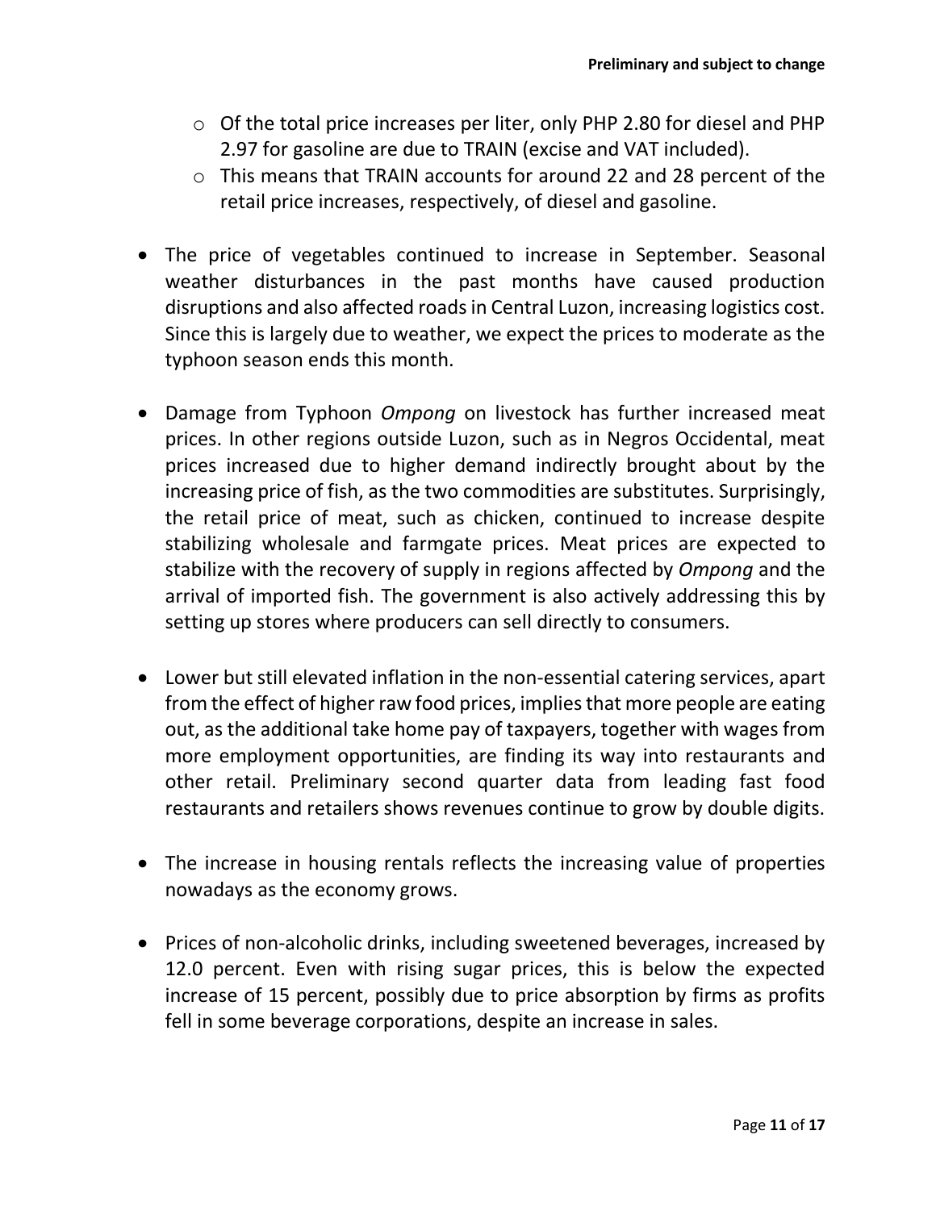- Of the total price increases per liter, only PHP 2.80 for diesel and PHP 2.97 for gasoline are due to TRAIN (excise and VAT included).
  - This means that TRAIN accounts for around 22 and 28 percent of the retail price increases, respectively, of diesel and gasoline.

- The price of vegetables continued to increase in September. Seasonal weather disturbances in the past months have caused production disruptions and also affected roads in Central Luzon, increasing logistics cost. Since this is largely due to weather, we expect the prices to moderate as the typhoon season ends this month.

- Damage from Typhoon *Ompong* on livestock has further increased meat prices. In other regions outside Luzon, such as in Negros Occidental, meat prices increased due to higher demand indirectly brought about by the increasing price of fish, as the two commodities are substitutes. Surprisingly, the retail price of meat, such as chicken, continued to increase despite stabilizing wholesale and farmgate prices. Meat prices are expected to stabilize with the recovery of supply in regions affected by *Ompong* and the arrival of imported fish. The government is also actively addressing this by setting up stores where producers can sell directly to consumers.

- Lower but still elevated inflation in the non-essential catering services, apart from the effect of higher raw food prices, implies that more people are eating out, as the additional take home pay of taxpayers, together with wages from more employment opportunities, are finding its way into restaurants and other retail. Preliminary second quarter data from leading fast food restaurants and retailers shows revenues continue to grow by double digits.

- The increase in housing rentals reflects the increasing value of properties nowadays as the economy grows.

- Prices of non-alcoholic drinks, including sweetened beverages, increased by 12.0 percent. Even with rising sugar prices, this is below the expected increase of 15 percent, possibly due to price absorption by firms as profits fell in some beverage corporations, despite an increase in sales.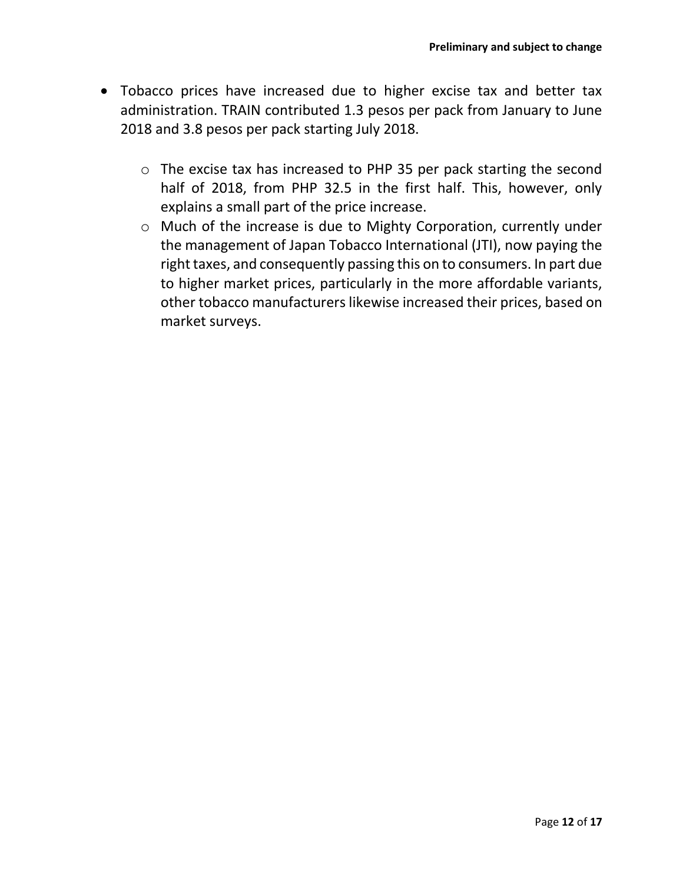- Tobacco prices have increased due to higher excise tax and better tax administration. TRAIN contributed 1.3 pesos per pack from January to June 2018 and 3.8 pesos per pack starting July 2018.
    - The excise tax has increased to PHP 35 per pack starting the second half of 2018, from PHP 32.5 in the first half. This, however, only explains a small part of the price increase.
    - Much of the increase is due to Mighty Corporation, currently under the management of Japan Tobacco International (JTI), now paying the right taxes, and consequently passing this on to consumers. In part due to higher market prices, particularly in the more affordable variants, other tobacco manufacturers likewise increased their prices, based on market surveys.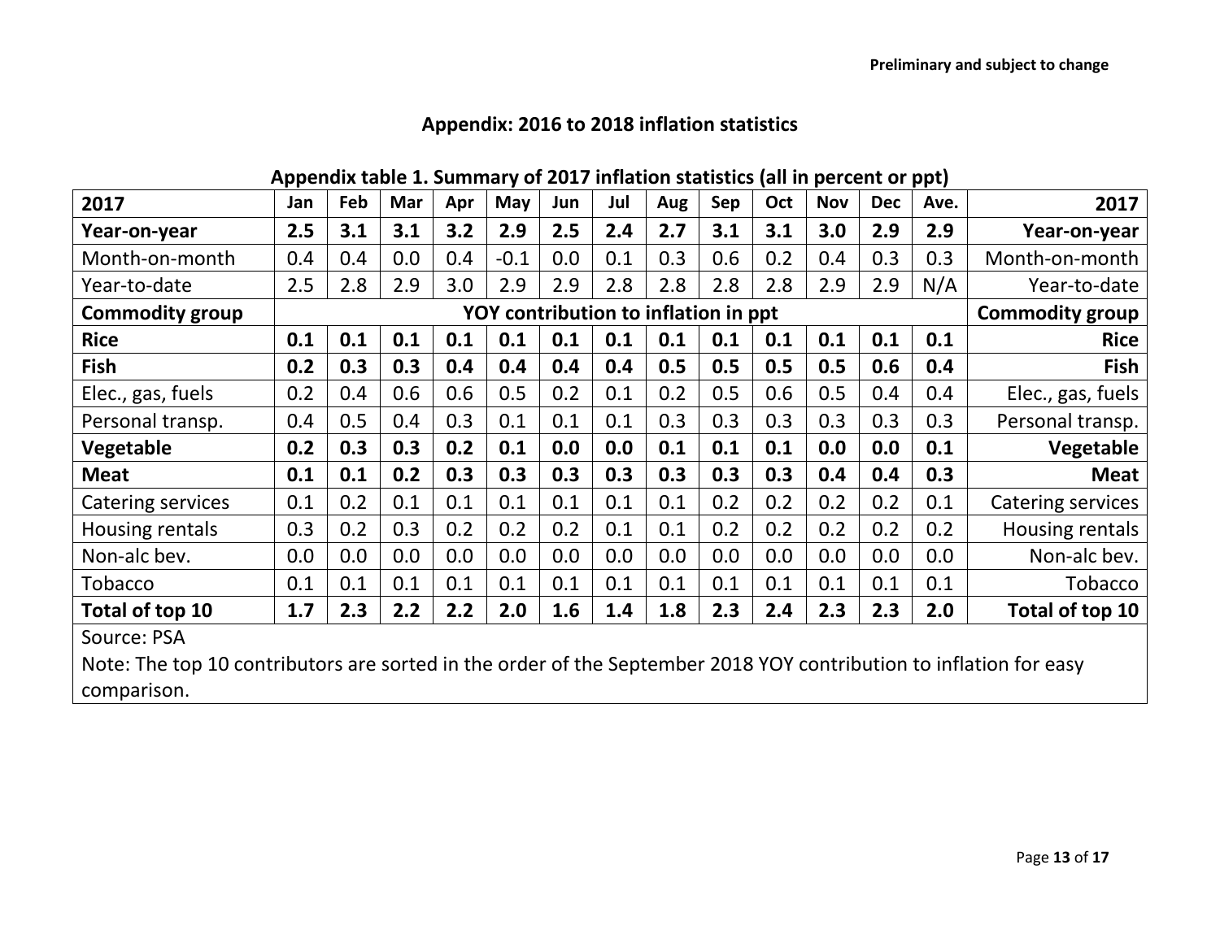Preliminary and subject to change

## Appendix: 2016 to 2018 inflation statistics

**Appendix table 1. Summary of 2017 inflation statistics (all in percent or ppt)**

| 2017 | Jan | Feb | Mar | Apr | May | Jun | Jul | Aug | Sep | Oct | Nov | Dec | Ave. | 2017 |
|---|---|---|---|---|---|---|---|---|---|---|---|---|---|---|
| **Year-on-year** | **2.5** | **3.1** | **3.1** | **3.2** | **2.9** | **2.5** | **2.4** | **2.7** | **3.1** | **3.1** | **3.0** | **2.9** | **2.9** | **Year-on-year** |
| Month-on-month | 0.4 | 0.4 | 0.0 | 0.4 | -0.1 | 0.0 | 0.1 | 0.3 | 0.6 | 0.2 | 0.4 | 0.3 | 0.3 | Month-on-month |
| Year-to-date | 2.5 | 2.8 | 2.9 | 3.0 | 2.9 | 2.9 | 2.8 | 2.8 | 2.8 | 2.8 | 2.9 | 2.9 | N/A | Year-to-date |
| **Commodity group** | **YOY contribution to inflation in ppt** | | | | | | | | | | | | | **Commodity group** |
| **Rice** | **0.1** | **0.1** | **0.1** | **0.1** | **0.1** | **0.1** | **0.1** | **0.1** | **0.1** | **0.1** | **0.1** | **0.1** | **0.1** | **Rice** |
| **Fish** | **0.2** | **0.3** | **0.3** | **0.4** | **0.4** | **0.4** | **0.4** | **0.5** | **0.5** | **0.5** | **0.5** | **0.6** | **0.4** | **Fish** |
| Elec., gas, fuels | 0.2 | 0.4 | 0.6 | 0.6 | 0.5 | 0.2 | 0.1 | 0.2 | 0.5 | 0.6 | 0.5 | 0.4 | 0.4 | Elec., gas, fuels |
| Personal transp. | 0.4 | 0.5 | 0.4 | 0.3 | 0.1 | 0.1 | 0.1 | 0.3 | 0.3 | 0.3 | 0.3 | 0.3 | 0.3 | Personal transp. |
| **Vegetable** | **0.2** | **0.3** | **0.3** | **0.2** | **0.1** | **0.0** | **0.0** | **0.1** | **0.1** | **0.1** | **0.0** | **0.0** | **0.1** | **Vegetable** |
| **Meat** | **0.1** | **0.1** | **0.2** | **0.3** | **0.3** | **0.3** | **0.3** | **0.3** | **0.3** | **0.3** | **0.4** | **0.4** | **0.3** | **Meat** |
| Catering services | 0.1 | 0.2 | 0.1 | 0.1 | 0.1 | 0.1 | 0.1 | 0.1 | 0.2 | 0.2 | 0.2 | 0.2 | 0.1 | Catering services |
| Housing rentals | 0.3 | 0.2 | 0.3 | 0.2 | 0.2 | 0.2 | 0.1 | 0.1 | 0.2 | 0.2 | 0.2 | 0.2 | 0.2 | Housing rentals |
| Non-alc bev. | 0.0 | 0.0 | 0.0 | 0.0 | 0.0 | 0.0 | 0.0 | 0.0 | 0.0 | 0.0 | 0.0 | 0.0 | 0.0 | Non-alc bev. |
| Tobacco | 0.1 | 0.1 | 0.1 | 0.1 | 0.1 | 0.1 | 0.1 | 0.1 | 0.1 | 0.1 | 0.1 | 0.1 | 0.1 | Tobacco |
| **Total of top 10** | **1.7** | **2.3** | **2.2** | **2.2** | **2.0** | **1.6** | **1.4** | **1.8** | **2.3** | **2.4** | **2.3** | **2.3** | **2.0** | **Total of top 10** |

Source: PSA

Note: The top 10 contributors are sorted in the order of the September 2018 YOY contribution to inflation for easy comparison.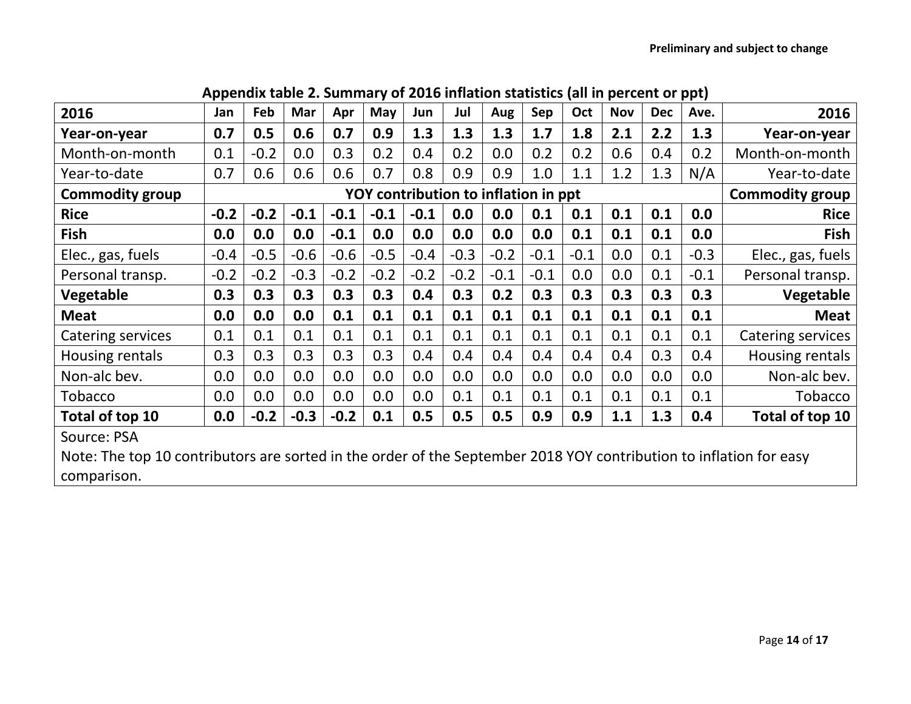Preliminary and subject to change

**Appendix table 2. Summary of 2016 inflation statistics (all in percent or ppt)**

| 2016 | Jan | Feb | Mar | Apr | May | Jun | Jul | Aug | Sep | Oct | Nov | Dec | Ave. | 2016 |
|---|---|---|---|---|---|---|---|---|---|---|---|---|---|---|
| **Year-on-year** | **0.7** | **0.5** | **0.6** | **0.7** | **0.9** | **1.3** | **1.3** | **1.3** | **1.7** | **1.8** | **2.1** | **2.2** | **1.3** | **Year-on-year** |
| Month-on-month | 0.1 | -0.2 | 0.0 | 0.3 | 0.2 | 0.4 | 0.2 | 0.0 | 0.2 | 0.2 | 0.6 | 0.4 | 0.2 | Month-on-month |
| Year-to-date | 0.7 | 0.6 | 0.6 | 0.6 | 0.7 | 0.8 | 0.9 | 0.9 | 1.0 | 1.1 | 1.2 | 1.3 | N/A | Year-to-date |
| **Commodity group** | **YOY contribution to inflation in ppt** | | | | | | | | | | | | | **Commodity group** |
| **Rice** | **-0.2** | **-0.2** | **-0.1** | **-0.1** | **-0.1** | **-0.1** | **0.0** | **0.0** | **0.1** | **0.1** | **0.1** | **0.1** | **0.0** | **Rice** |
| **Fish** | **0.0** | **0.0** | **0.0** | **-0.1** | **0.0** | **0.0** | **0.0** | **0.0** | **0.0** | **0.1** | **0.1** | **0.1** | **0.0** | **Fish** |
| Elec., gas, fuels | -0.4 | -0.5 | -0.6 | -0.6 | -0.5 | -0.4 | -0.3 | -0.2 | -0.1 | -0.1 | 0.0 | 0.1 | -0.3 | Elec., gas, fuels |
| Personal transp. | -0.2 | -0.2 | -0.3 | -0.2 | -0.2 | -0.2 | -0.2 | -0.1 | -0.1 | 0.0 | 0.0 | 0.1 | -0.1 | Personal transp. |
| **Vegetable** | **0.3** | **0.3** | **0.3** | **0.3** | **0.3** | **0.4** | **0.3** | **0.2** | **0.3** | **0.3** | **0.3** | **0.3** | **0.3** | **Vegetable** |
| **Meat** | **0.0** | **0.0** | **0.0** | **0.1** | **0.1** | **0.1** | **0.1** | **0.1** | **0.1** | **0.1** | **0.1** | **0.1** | **0.1** | **Meat** |
| Catering services | 0.1 | 0.1 | 0.1 | 0.1 | 0.1 | 0.1 | 0.1 | 0.1 | 0.1 | 0.1 | 0.1 | 0.1 | 0.1 | Catering services |
| Housing rentals | 0.3 | 0.3 | 0.3 | 0.3 | 0.3 | 0.4 | 0.4 | 0.4 | 0.4 | 0.4 | 0.4 | 0.3 | 0.4 | Housing rentals |
| Non-alc bev. | 0.0 | 0.0 | 0.0 | 0.0 | 0.0 | 0.0 | 0.0 | 0.0 | 0.0 | 0.0 | 0.0 | 0.0 | 0.0 | Non-alc bev. |
| Tobacco | 0.0 | 0.0 | 0.0 | 0.0 | 0.0 | 0.0 | 0.1 | 0.1 | 0.1 | 0.1 | 0.1 | 0.1 | 0.1 | Tobacco |
| **Total of top 10** | **0.0** | **-0.2** | **-0.3** | **-0.2** | **0.1** | **0.5** | **0.5** | **0.5** | **0.9** | **0.9** | **1.1** | **1.3** | **0.4** | **Total of top 10** |

Source: PSA

Note: The top 10 contributors are sorted in the order of the September 2018 YOY contribution to inflation for easy comparison.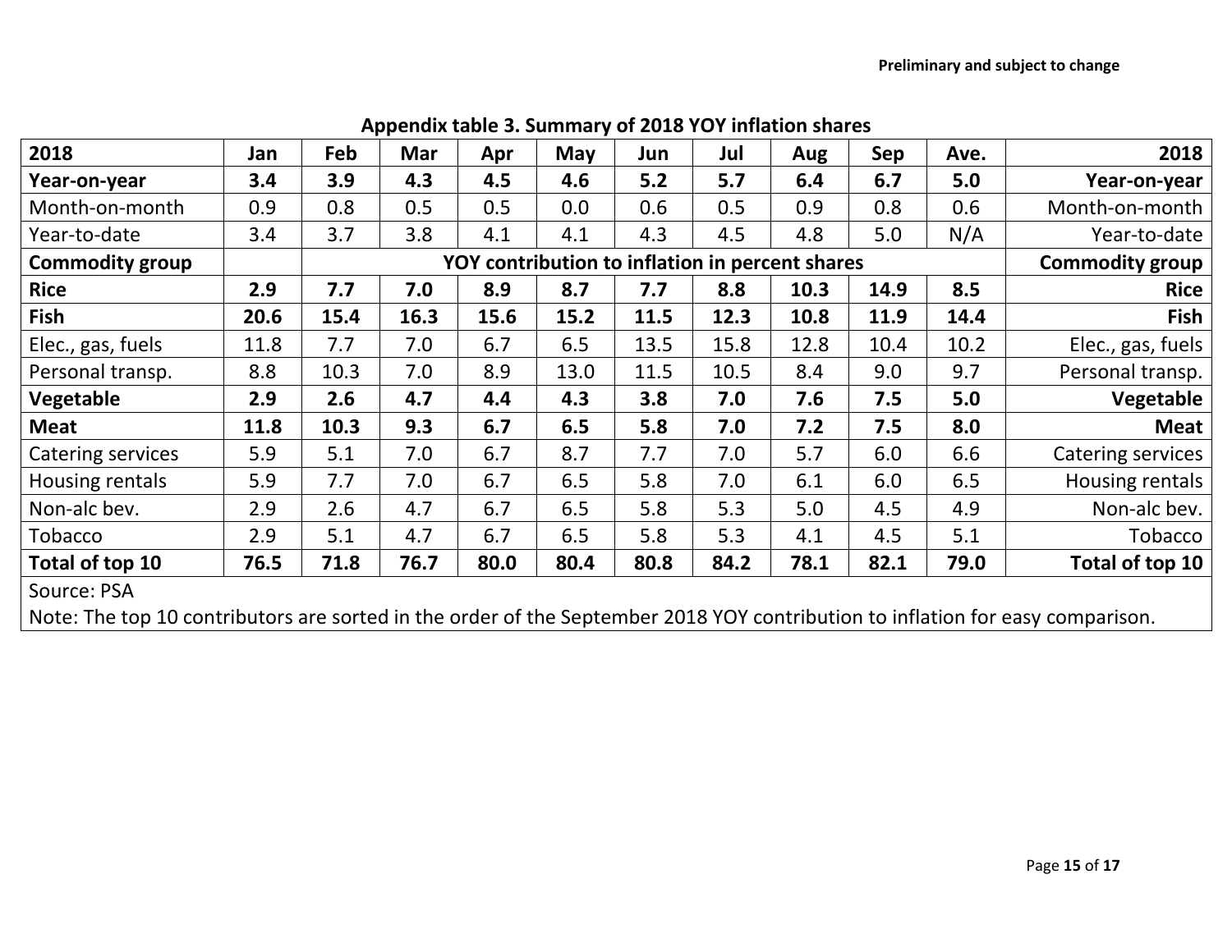Preliminary and subject to change

**Appendix table 3. Summary of 2018 YOY inflation shares**

| 2018 | Jan | Feb | Mar | Apr | May | Jun | Jul | Aug | Sep | Ave. | 2018 |
|---|---|---|---|---|---|---|---|---|---|---|---|
| **Year-on-year** | **3.4** | **3.9** | **4.3** | **4.5** | **4.6** | **5.2** | **5.7** | **6.4** | **6.7** | **5.0** | **Year-on-year** |
| Month-on-month | 0.9 | 0.8 | 0.5 | 0.5 | 0.0 | 0.6 | 0.5 | 0.9 | 0.8 | 0.6 | Month-on-month |
| Year-to-date | 3.4 | 3.7 | 3.8 | 4.1 | 4.1 | 4.3 | 4.5 | 4.8 | 5.0 | N/A | Year-to-date |
| **Commodity group** | | **YOY contribution to inflation in percent shares** | | | | | | | | | **Commodity group** |
| **Rice** | **2.9** | **7.7** | **7.0** | **8.9** | **8.7** | **7.7** | **8.8** | **10.3** | **14.9** | **8.5** | **Rice** |
| **Fish** | **20.6** | **15.4** | **16.3** | **15.6** | **15.2** | **11.5** | **12.3** | **10.8** | **11.9** | **14.4** | **Fish** |
| Elec., gas, fuels | 11.8 | 7.7 | 7.0 | 6.7 | 6.5 | 13.5 | 15.8 | 12.8 | 10.4 | 10.2 | Elec., gas, fuels |
| Personal transp. | 8.8 | 10.3 | 7.0 | 8.9 | 13.0 | 11.5 | 10.5 | 8.4 | 9.0 | 9.7 | Personal transp. |
| **Vegetable** | **2.9** | **2.6** | **4.7** | **4.4** | **4.3** | **3.8** | **7.0** | **7.6** | **7.5** | **5.0** | **Vegetable** |
| **Meat** | **11.8** | **10.3** | **9.3** | **6.7** | **6.5** | **5.8** | **7.0** | **7.2** | **7.5** | **8.0** | **Meat** |
| Catering services | 5.9 | 5.1 | 7.0 | 6.7 | 8.7 | 7.7 | 7.0 | 5.7 | 6.0 | 6.6 | Catering services |
| Housing rentals | 5.9 | 7.7 | 7.0 | 6.7 | 6.5 | 5.8 | 7.0 | 6.1 | 6.0 | 6.5 | Housing rentals |
| Non-alc bev. | 2.9 | 2.6 | 4.7 | 6.7 | 6.5 | 5.8 | 5.3 | 5.0 | 4.5 | 4.9 | Non-alc bev. |
| Tobacco | 2.9 | 5.1 | 4.7 | 6.7 | 6.5 | 5.8 | 5.3 | 4.1 | 4.5 | 5.1 | Tobacco |
| **Total of top 10** | **76.5** | **71.8** | **76.7** | **80.0** | **80.4** | **80.8** | **84.2** | **78.1** | **82.1** | **79.0** | **Total of top 10** |

Source: PSA

Note: The top 10 contributors are sorted in the order of the September 2018 YOY contribution to inflation for easy comparison.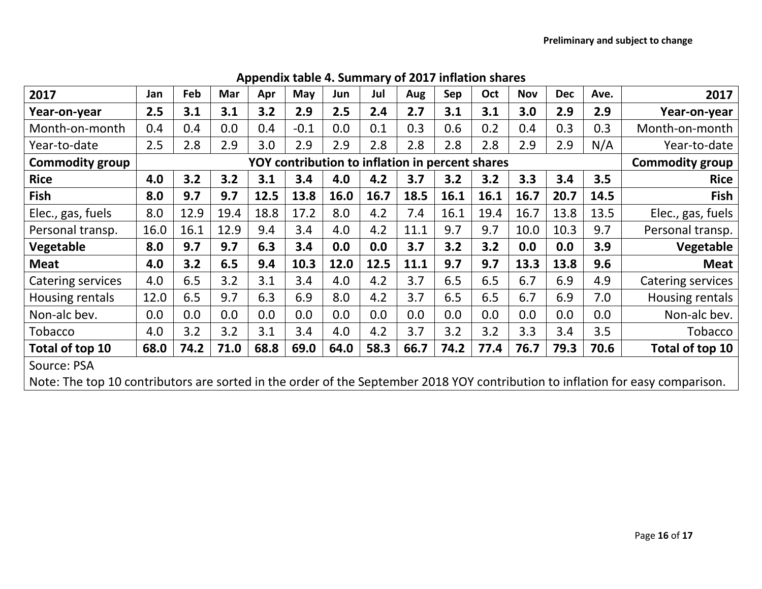**Preliminary and subject to change**

**Appendix table 4. Summary of 2017 inflation shares**

| 2017 | Jan | Feb | Mar | Apr | May | Jun | Jul | Aug | Sep | Oct | Nov | Dec | Ave. | 2017 |
|---|---|---|---|---|---|---|---|---|---|---|---|---|---|---|
| **Year-on-year** | **2.5** | **3.1** | **3.1** | **3.2** | **2.9** | **2.5** | **2.4** | **2.7** | **3.1** | **3.1** | **3.0** | **2.9** | **2.9** | **Year-on-year** |
| Month-on-month | 0.4 | 0.4 | 0.0 | 0.4 | -0.1 | 0.0 | 0.1 | 0.3 | 0.6 | 0.2 | 0.4 | 0.3 | 0.3 | Month-on-month |
| Year-to-date | 2.5 | 2.8 | 2.9 | 3.0 | 2.9 | 2.9 | 2.8 | 2.8 | 2.8 | 2.8 | 2.9 | 2.9 | N/A | Year-to-date |
| **Commodity group** | **YOY contribution to inflation in percent shares** | | | | | | | | | | | | | **Commodity group** |
| **Rice** | **4.0** | **3.2** | **3.2** | **3.1** | **3.4** | **4.0** | **4.2** | **3.7** | **3.2** | **3.2** | **3.3** | **3.4** | **3.5** | **Rice** |
| **Fish** | **8.0** | **9.7** | **9.7** | **12.5** | **13.8** | **16.0** | **16.7** | **18.5** | **16.1** | **16.1** | **16.7** | **20.7** | **14.5** | **Fish** |
| Elec., gas, fuels | 8.0 | 12.9 | 19.4 | 18.8 | 17.2 | 8.0 | 4.2 | 7.4 | 16.1 | 19.4 | 16.7 | 13.8 | 13.5 | Elec., gas, fuels |
| Personal transp. | 16.0 | 16.1 | 12.9 | 9.4 | 3.4 | 4.0 | 4.2 | 11.1 | 9.7 | 9.7 | 10.0 | 10.3 | 9.7 | Personal transp. |
| **Vegetable** | **8.0** | **9.7** | **9.7** | **6.3** | **3.4** | **0.0** | **0.0** | **3.7** | **3.2** | **3.2** | **0.0** | **0.0** | **3.9** | **Vegetable** |
| **Meat** | **4.0** | **3.2** | **6.5** | **9.4** | **10.3** | **12.0** | **12.5** | **11.1** | **9.7** | **9.7** | **13.3** | **13.8** | **9.6** | **Meat** |
| Catering services | 4.0 | 6.5 | 3.2 | 3.1 | 3.4 | 4.0 | 4.2 | 3.7 | 6.5 | 6.5 | 6.7 | 6.9 | 4.9 | Catering services |
| Housing rentals | 12.0 | 6.5 | 9.7 | 6.3 | 6.9 | 8.0 | 4.2 | 3.7 | 6.5 | 6.5 | 6.7 | 6.9 | 7.0 | Housing rentals |
| Non-alc bev. | 0.0 | 0.0 | 0.0 | 0.0 | 0.0 | 0.0 | 0.0 | 0.0 | 0.0 | 0.0 | 0.0 | 0.0 | 0.0 | Non-alc bev. |
| Tobacco | 4.0 | 3.2 | 3.2 | 3.1 | 3.4 | 4.0 | 4.2 | 3.7 | 3.2 | 3.2 | 3.3 | 3.4 | 3.5 | Tobacco |
| **Total of top 10** | **68.0** | **74.2** | **71.0** | **68.8** | **69.0** | **64.0** | **58.3** | **66.7** | **74.2** | **77.4** | **76.7** | **79.3** | **70.6** | **Total of top 10** |

Source: PSA

Note: The top 10 contributors are sorted in the order of the September 2018 YOY contribution to inflation for easy comparison.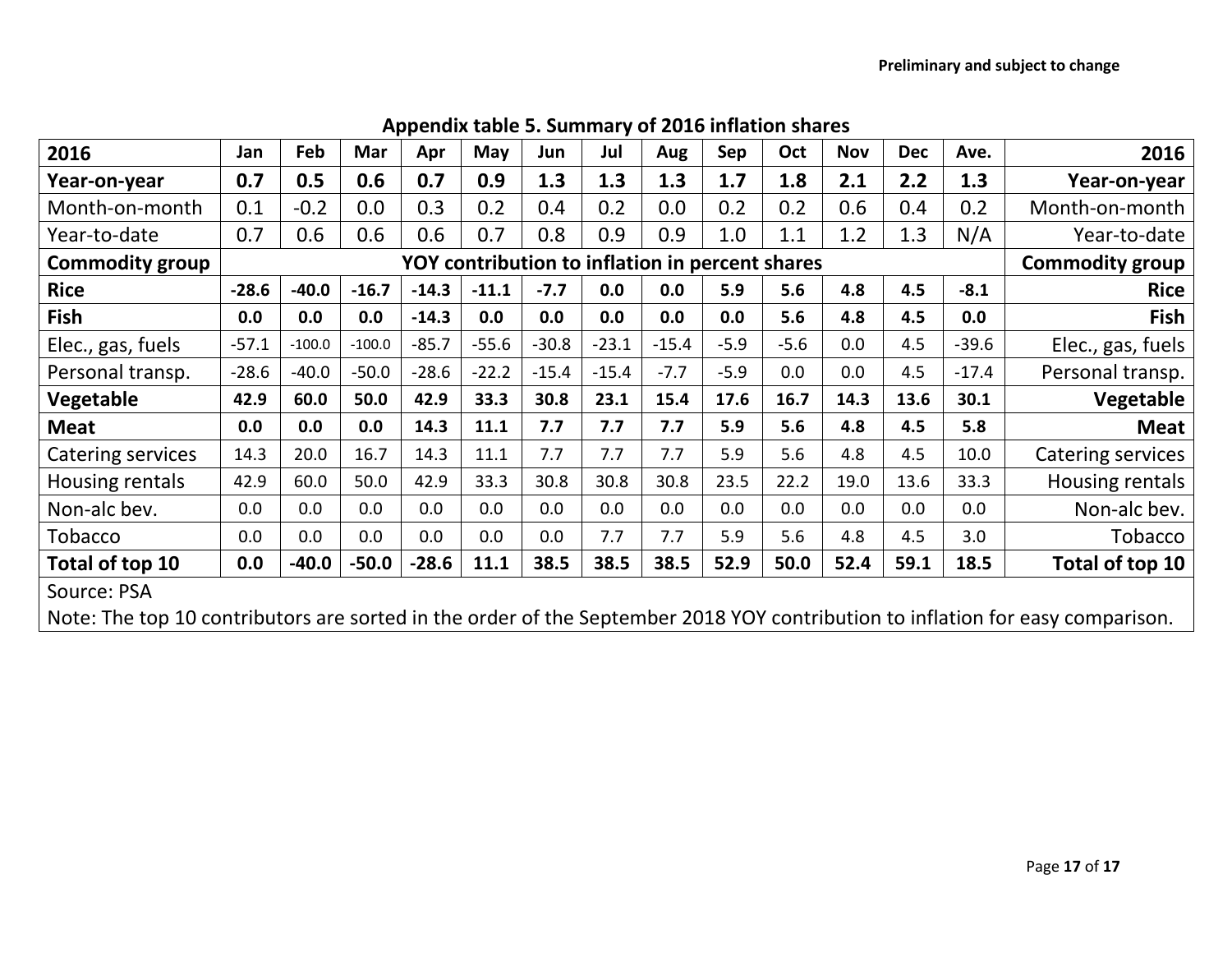**Preliminary and subject to change**

**Appendix table 5. Summary of 2016 inflation shares**

| 2016 | Jan | Feb | Mar | Apr | May | Jun | Jul | Aug | Sep | Oct | Nov | Dec | Ave. | 2016 |
|---|---|---|---|---|---|---|---|---|---|---|---|---|---|---|
| **Year-on-year** | **0.7** | **0.5** | **0.6** | **0.7** | **0.9** | **1.3** | **1.3** | **1.3** | **1.7** | **1.8** | **2.1** | **2.2** | **1.3** | **Year-on-year** |
| Month-on-month | 0.1 | -0.2 | 0.0 | 0.3 | 0.2 | 0.4 | 0.2 | 0.0 | 0.2 | 0.2 | 0.6 | 0.4 | 0.2 | Month-on-month |
| Year-to-date | 0.7 | 0.6 | 0.6 | 0.6 | 0.7 | 0.8 | 0.9 | 0.9 | 1.0 | 1.1 | 1.2 | 1.3 | N/A | Year-to-date |
| **Commodity group** | **YOY contribution to inflation in percent shares** | | | | | | | | | | | | | **Commodity group** |
| **Rice** | **-28.6** | **-40.0** | **-16.7** | **-14.3** | **-11.1** | **-7.7** | **0.0** | **0.0** | **5.9** | **5.6** | **4.8** | **4.5** | **-8.1** | **Rice** |
| **Fish** | **0.0** | **0.0** | **0.0** | **-14.3** | **0.0** | **0.0** | **0.0** | **0.0** | **0.0** | **5.6** | **4.8** | **4.5** | **0.0** | **Fish** |
| Elec., gas, fuels | -57.1 | -100.0 | -100.0 | -85.7 | -55.6 | -30.8 | -23.1 | -15.4 | -5.9 | -5.6 | 0.0 | 4.5 | -39.6 | Elec., gas, fuels |
| Personal transp. | -28.6 | -40.0 | -50.0 | -28.6 | -22.2 | -15.4 | -15.4 | -7.7 | -5.9 | 0.0 | 0.0 | 4.5 | -17.4 | Personal transp. |
| **Vegetable** | **42.9** | **60.0** | **50.0** | **42.9** | **33.3** | **30.8** | **23.1** | **15.4** | **17.6** | **16.7** | **14.3** | **13.6** | **30.1** | **Vegetable** |
| **Meat** | **0.0** | **0.0** | **0.0** | **14.3** | **11.1** | **7.7** | **7.7** | **7.7** | **5.9** | **5.6** | **4.8** | **4.5** | **5.8** | **Meat** |
| Catering services | 14.3 | 20.0 | 16.7 | 14.3 | 11.1 | 7.7 | 7.7 | 7.7 | 5.9 | 5.6 | 4.8 | 4.5 | 10.0 | Catering services |
| Housing rentals | 42.9 | 60.0 | 50.0 | 42.9 | 33.3 | 30.8 | 30.8 | 30.8 | 23.5 | 22.2 | 19.0 | 13.6 | 33.3 | Housing rentals |
| Non-alc bev. | 0.0 | 0.0 | 0.0 | 0.0 | 0.0 | 0.0 | 0.0 | 0.0 | 0.0 | 0.0 | 0.0 | 0.0 | 0.0 | Non-alc bev. |
| Tobacco | 0.0 | 0.0 | 0.0 | 0.0 | 0.0 | 0.0 | 7.7 | 7.7 | 5.9 | 5.6 | 4.8 | 4.5 | 3.0 | Tobacco |
| **Total of top 10** | **0.0** | **-40.0** | **-50.0** | **-28.6** | **11.1** | **38.5** | **38.5** | **38.5** | **52.9** | **50.0** | **52.4** | **59.1** | **18.5** | **Total of top 10** |

Source: PSA

Note: The top 10 contributors are sorted in the order of the September 2018 YOY contribution to inflation for easy comparison.